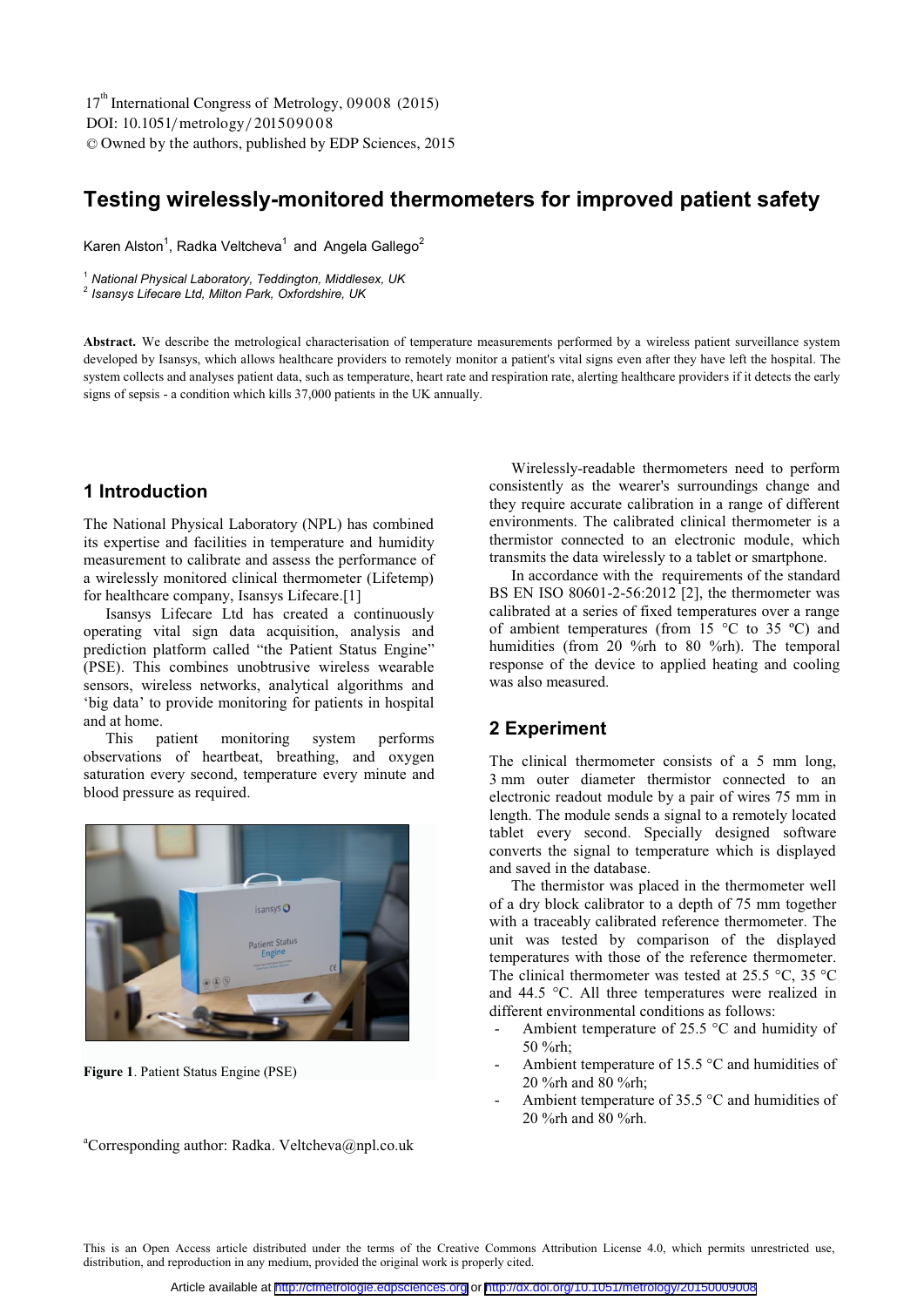17th International Congress of Metrology, 09008 (2015)
DOI: 10.1051/metrology/201509008
© Owned by the authors, published by EDP Sciences, 2015

# Testing wirelessly-monitored thermometers for improved patient safety

Karen Alston[1], Radka Veltcheva[1] and Angela Gallego[2]

[1] *National Physical Laboratory, Teddington, Middlesex, UK*
[2] *Isansys Lifecare Ltd, Milton Park, Oxfordshire, UK*

**Abstract.** We describe the metrological characterisation of temperature measurements performed by a wireless patient surveillance system developed by Isansys, which allows healthcare providers to remotely monitor a patient's vital signs even after they have left the hospital. The system collects and analyses patient data, such as temperature, heart rate and respiration rate, alerting healthcare providers if it detects the early signs of sepsis - a condition which kills 37,000 patients in the UK annually.

## 1 Introduction

The National Physical Laboratory (NPL) has combined its expertise and facilities in temperature and humidity measurement to calibrate and assess the performance of a wirelessly monitored clinical thermometer (Lifetemp) for healthcare company, Isansys Lifecare.[1]

Isansys Lifecare Ltd has created a continuously operating vital sign data acquisition, analysis and prediction platform called "the Patient Status Engine" (PSE). This combines unobtrusive wireless wearable sensors, wireless networks, analytical algorithms and 'big data' to provide monitoring for patients in hospital and at home.

This patient monitoring system performs observations of heartbeat, breathing, and oxygen saturation every second, temperature every minute and blood pressure as required.

**Figure 1**. Patient Status Engine (PSE)

Wirelessly-readable thermometers need to perform consistently as the wearer's surroundings change and they require accurate calibration in a range of different environments. The calibrated clinical thermometer is a thermistor connected to an electronic module, which transmits the data wirelessly to a tablet or smartphone.

In accordance with the requirements of the standard BS EN ISO 80601-2-56:2012 [2], the thermometer was calibrated at a series of fixed temperatures over a range of ambient temperatures (from 15 °C to 35 ºC) and humidities (from 20 %rh to 80 %rh). The temporal response of the device to applied heating and cooling was also measured.

## 2 Experiment

The clinical thermometer consists of a 5 mm long, 3 mm outer diameter thermistor connected to an electronic readout module by a pair of wires 75 mm in length. The module sends a signal to a remotely located tablet every second. Specially designed software converts the signal to temperature which is displayed and saved in the database.

The thermistor was placed in the thermometer well of a dry block calibrator to a depth of 75 mm together with a traceably calibrated reference thermometer. The unit was tested by comparison of the displayed temperatures with those of the reference thermometer. The clinical thermometer was tested at 25.5 °C, 35 °C and 44.5 °C. All three temperatures were realized in different environmental conditions as follows:

- Ambient temperature of 25.5 °C and humidity of 50 %rh;
- Ambient temperature of 15.5 °C and humidities of 20 %rh and 80 %rh;
- Ambient temperature of 35.5 °C and humidities of 20 %rh and 80 %rh.

[a]Corresponding author: Radka. Veltcheva@npl.co.uk

This is an Open Access article distributed under the terms of the Creative Commons Attribution License 4.0, which permits unrestricted use, distribution, and reproduction in any medium, provided the original work is properly cited.

Article available at http://cfmetrologie.edpsciences.org or http://dx.doi.org/10.1051/metrology/201509008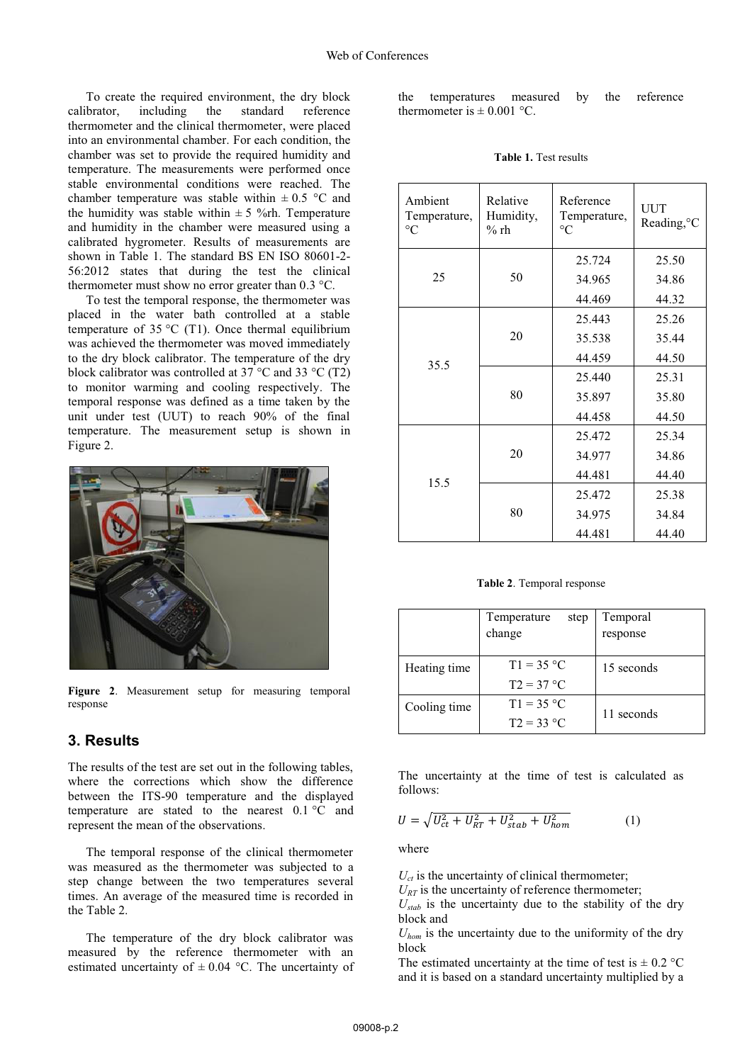To create the required environment, the dry block calibrator, including the standard reference thermometer and the clinical thermometer, were placed into an environmental chamber. For each condition, the chamber was set to provide the required humidity and temperature. The measurements were performed once stable environmental conditions were reached. The chamber temperature was stable within ± 0.5 °C and the humidity was stable within ± 5 %rh. Temperature and humidity in the chamber were measured using a calibrated hygrometer. Results of measurements are shown in Table 1. The standard BS EN ISO 80601-2-56:2012 states that during the test the clinical thermometer must show no error greater than 0.3 °C.

To test the temporal response, the thermometer was placed in the water bath controlled at a stable temperature of 35 °C (T1). Once thermal equilibrium was achieved the thermometer was moved immediately to the dry block calibrator. The temperature of the dry block calibrator was controlled at 37 °C and 33 °C (T2) to monitor warming and cooling respectively. The temporal response was defined as a time taken by the unit under test (UUT) to reach 90% of the final temperature. The measurement setup is shown in Figure 2.

**Figure 2**. Measurement setup for measuring temporal response

## 3. Results

The results of the test are set out in the following tables, where the corrections which show the difference between the ITS-90 temperature and the displayed temperature are stated to the nearest 0.1 °C and represent the mean of the observations.

The temporal response of the clinical thermometer was measured as the thermometer was subjected to a step change between the two temperatures several times. An average of the measured time is recorded in the Table 2.

The temperature of the dry block calibrator was measured by the reference thermometer with an estimated uncertainty of ± 0.04 °C. The uncertainty of the temperatures measured by the reference thermometer is ± 0.001 °C.

**Table 1.** Test results

| Ambient Temperature, °C | Relative Humidity, % rh | Reference Temperature, °C | UUT Reading,°C |
|---|---|---|---|
| 25 | 50 | 25.724 | 25.50 |
| | | 34.965 | 34.86 |
| | | 44.469 | 44.32 |
| 35.5 | 20 | 25.443 | 25.26 |
| | | 35.538 | 35.44 |
| | | 44.459 | 44.50 |
| | 80 | 25.440 | 25.31 |
| | | 35.897 | 35.80 |
| | | 44.458 | 44.50 |
| 15.5 | 20 | 25.472 | 25.34 |
| | | 34.977 | 34.86 |
| | | 44.481 | 44.40 |
| | 80 | 25.472 | 25.38 |
| | | 34.975 | 34.84 |
| | | 44.481 | 44.40 |

**Table 2**. Temporal response

| | Temperature step change | Temporal response |
|---|---|---|
| Heating time | T1 = 35 °C<br>T2 = 37 °C | 15 seconds |
| Cooling time | T1 = 35 °C<br>T2 = 33 °C | 11 seconds |

The uncertainty at the time of test is calculated as follows:

$$U = \sqrt{U_{ct}^2 + U_{RT}^2 + U_{stab}^2 + U_{hom}^2} \qquad (1)$$

where

$U_{ct}$ is the uncertainty of clinical thermometer;
$U_{RT}$ is the uncertainty of reference thermometer;
$U_{stab}$ is the uncertainty due to the stability of the dry block and
$U_{hom}$ is the uncertainty due to the uniformity of the dry block

The estimated uncertainty at the time of test is ± 0.2 °C and it is based on a standard uncertainty multiplied by a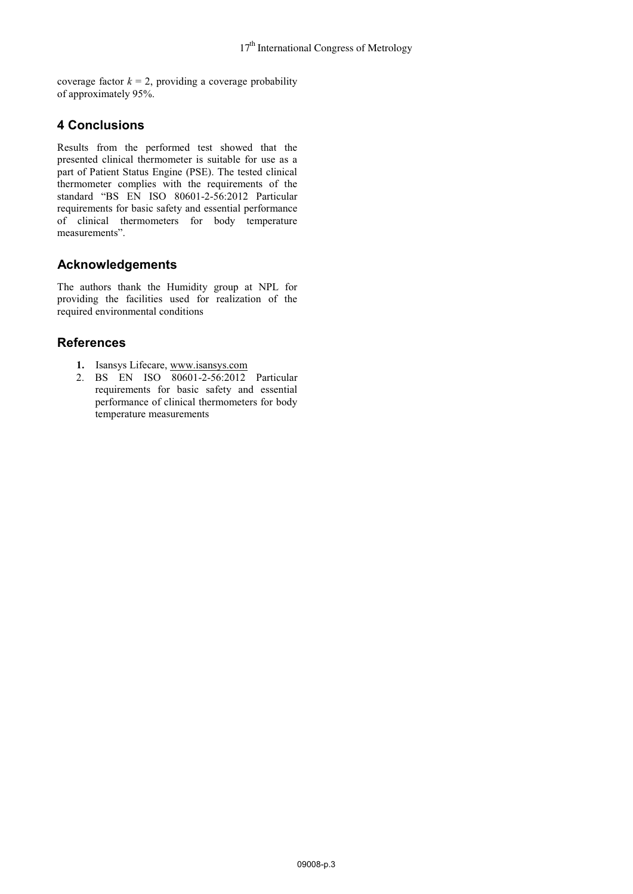coverage factor $k = 2$, providing a coverage probability of approximately 95%.

## 4 Conclusions

Results from the performed test showed that the presented clinical thermometer is suitable for use as a part of Patient Status Engine (PSE). The tested clinical thermometer complies with the requirements of the standard "BS EN ISO 80601-2-56:2012 Particular requirements for basic safety and essential performance of clinical thermometers for body temperature measurements".

## Acknowledgements

The authors thank the Humidity group at NPL for providing the facilities used for realization of the required environmental conditions

## References

1. Isansys Lifecare, www.isansys.com
2. BS EN ISO 80601-2-56:2012 Particular requirements for basic safety and essential performance of clinical thermometers for body temperature measurements